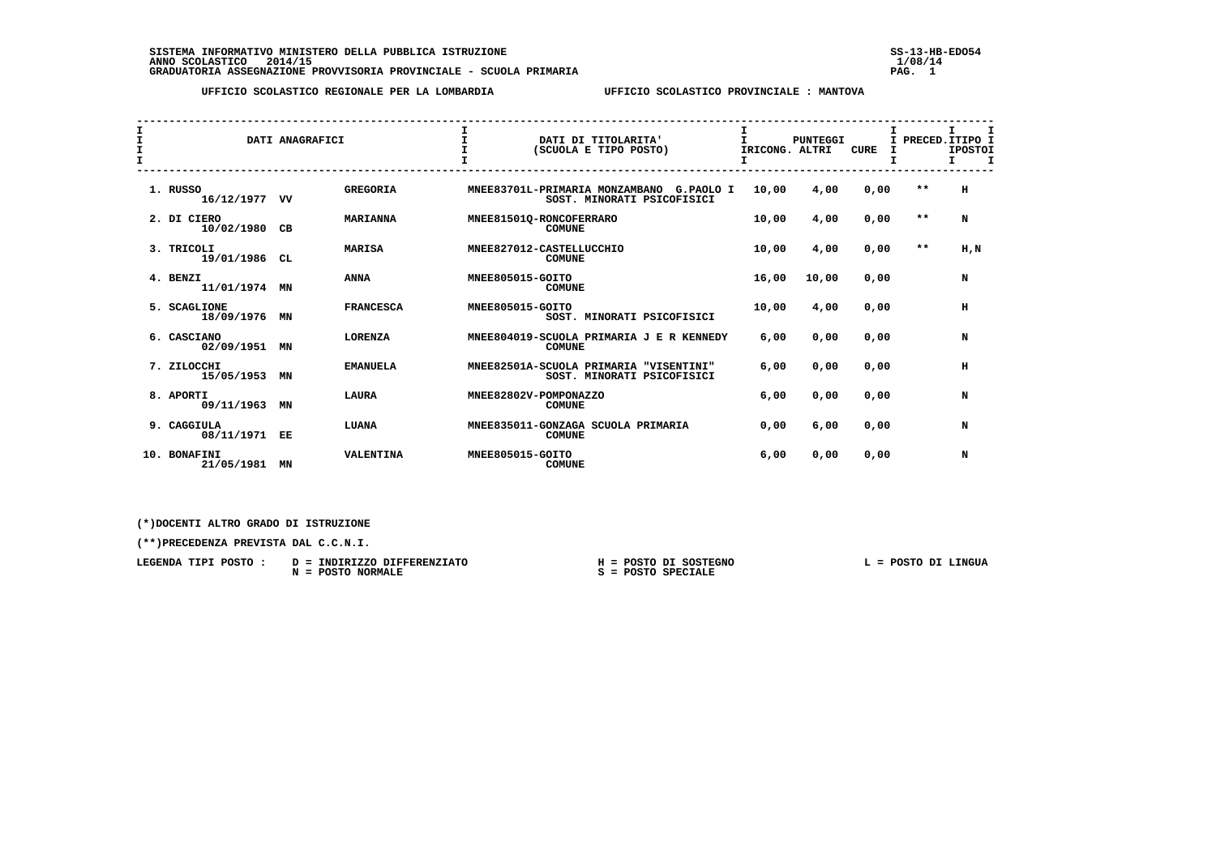SISTEMA INFORMATIVO MINISTERO DELLA PUBBLICA ISTRUZIONE
ANNO SCOLASTICO 2014/15
GRADUATORIA ASSEGNAZIONE PROVVISORIA PROVINCIALE - SCUOLA PRIMARIA

SS-13-HB-EDO54
1/08/14

UFFICIO SCOLASTICO REGIONALE PER LA LOMBARDIA — UFFICIO SCOLASTICO PROVINCIALE : MANTOVA

| DATI ANAGRAFICI | | | DATI DI TITOLARITA' (SCUOLA E TIPO POSTO) | PUNTEGGI | | | PRECED. | TIPO POSTO |
|---|---|---|---|---|---|---|---|---|
| | | | | RICONG. | ALTRI | CURE | | |
| 1. RUSSO 16/12/1977 | VV | GREGORIA | MNEE83701L-PRIMARIA MONZAMBANO G.PAOLO I SOST. MINORATI PSICOFISICI | 10,00 | 4,00 | 0,00 | ** | H |
| 2. DI CIERO 10/02/1980 | CB | MARIANNA | MNEE81501Q-RONCOFERRARO COMUNE | 10,00 | 4,00 | 0,00 | ** | N |
| 3. TRICOLI 19/01/1986 | CL | MARISA | MNEE827012-CASTELLUCCHIO COMUNE | 10,00 | 4,00 | 0,00 | ** | H,N |
| 4. BENZI 11/01/1974 | MN | ANNA | MNEE805015-GOITO COMUNE | 16,00 | 10,00 | 0,00 | | N |
| 5. SCAGLIONE 18/09/1976 | MN | FRANCESCA | MNEE805015-GOITO SOST. MINORATI PSICOFISICI | 10,00 | 4,00 | 0,00 | | H |
| 6. CASCIANO 02/09/1951 | MN | LORENZA | MNEE804019-SCUOLA PRIMARIA J E R KENNEDY COMUNE | 6,00 | 0,00 | 0,00 | | N |
| 7. ZILOCCHI 15/05/1953 | MN | EMANUELA | MNEE82501A-SCUOLA PRIMARIA "VISENTINI" SOST. MINORATI PSICOFISICI | 6,00 | 0,00 | 0,00 | | H |
| 8. APORTI 09/11/1963 | MN | LAURA | MNEE82802V-POMPONAZZO COMUNE | 6,00 | 0,00 | 0,00 | | N |
| 9. CAGGIULA 08/11/1971 | EE | LUANA | MNEE835011-GONZAGA SCUOLA PRIMARIA COMUNE | 0,00 | 6,00 | 0,00 | | N |
| 10. BONAFINI 21/05/1981 | MN | VALENTINA | MNEE805015-GOITO COMUNE | 6,00 | 0,00 | 0,00 | | N |

(*)DOCENTI ALTRO GRADO DI ISTRUZIONE

(**)PRECEDENZA PREVISTA DAL C.C.N.I.

LEGENDA TIPI POSTO :
D = INDIRIZZO DIFFERENZIATO
N = POSTO NORMALE
H = POSTO DI SOSTEGNO
S = POSTO SPECIALE
L = POSTO DI LINGUA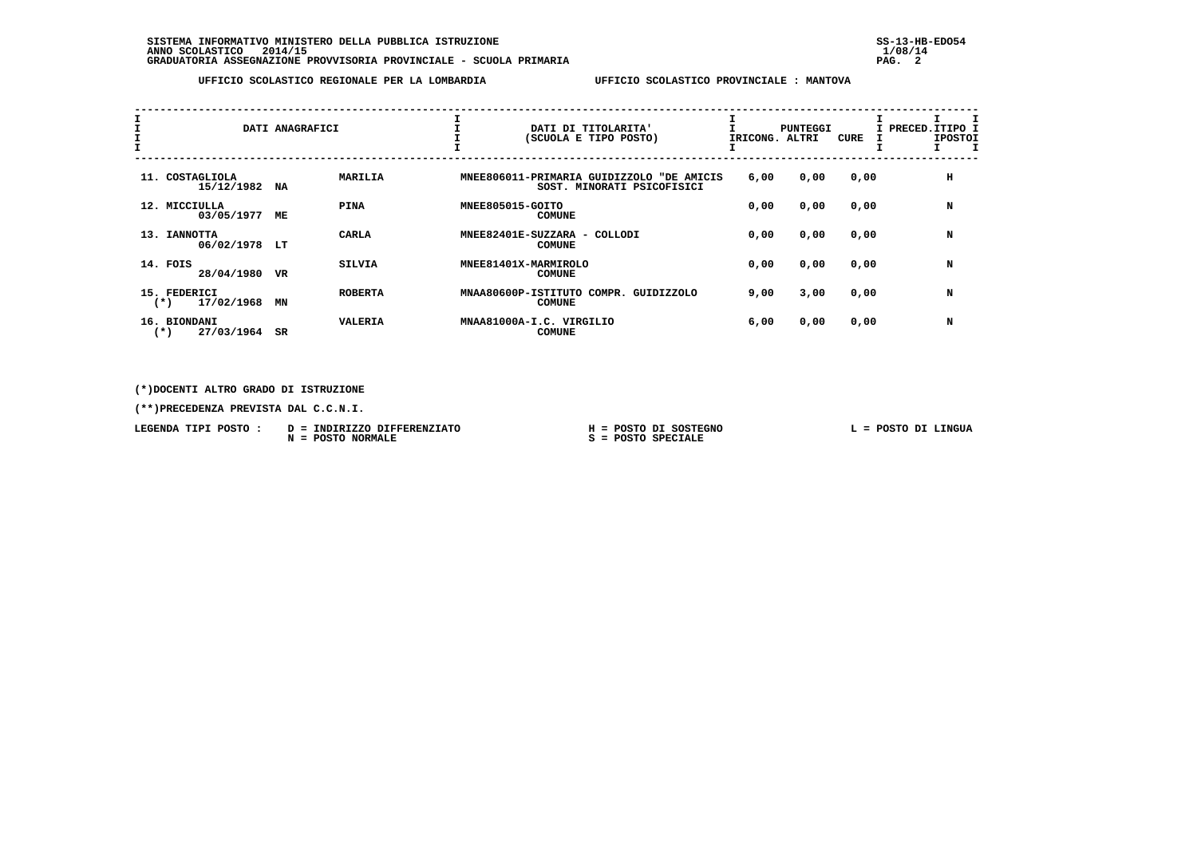UFFICIO SCOLASTICO REGIONALE PER LA LOMBARDIA — UFFICIO SCOLASTICO PROVINCIALE : MANTOVA

| DATI ANAGRAFICI | | | DATI DI TITOLARITA' (SCUOLA E TIPO POSTO) | PUNTEGGI RICONG. | ALTRI | CURE | PRECED. | TIPO POSTO |
|---|---|---|---|---|---|---|---|---|
| 11. COSTAGLIOLA 15/12/1982 | NA | MARILIA | MNEE806011-PRIMARIA GUIDIZZOLO "DE AMICIS SOST. MINORATI PSICOFISICI | 6,00 | 0,00 | 0,00 | | H |
| 12. MICCIULLA 03/05/1977 | ME | PINA | MNEE805015-GOITO COMUNE | 0,00 | 0,00 | 0,00 | | N |
| 13. IANNOTTA 06/02/1978 | LT | CARLA | MNEE82401E-SUZZARA - COLLODI COMUNE | 0,00 | 0,00 | 0,00 | | N |
| 14. FOIS 28/04/1980 | VR | SILVIA | MNEE81401X-MARMIROLO COMUNE | 0,00 | 0,00 | 0,00 | | N |
| 15. FEDERICI (*) 17/02/1968 | MN | ROBERTA | MNAA80600P-ISTITUTO COMPR. GUIDIZZOLO COMUNE | 9,00 | 3,00 | 0,00 | | N |
| 16. BIONDANI (*) 27/03/1964 | SR | VALERIA | MNAA81000A-I.C. VIRGILIO COMUNE | 6,00 | 0,00 | 0,00 | | N |

(*)DOCENTI ALTRO GRADO DI ISTRUZIONE

(**)PRECEDENZA PREVISTA DAL C.C.N.I.

LEGENDA TIPI POSTO : D = INDIRIZZO DIFFERENZIATO H = POSTO DI SOSTEGNO L = POSTO DI LINGUA
N = POSTO NORMALE S = POSTO SPECIALE